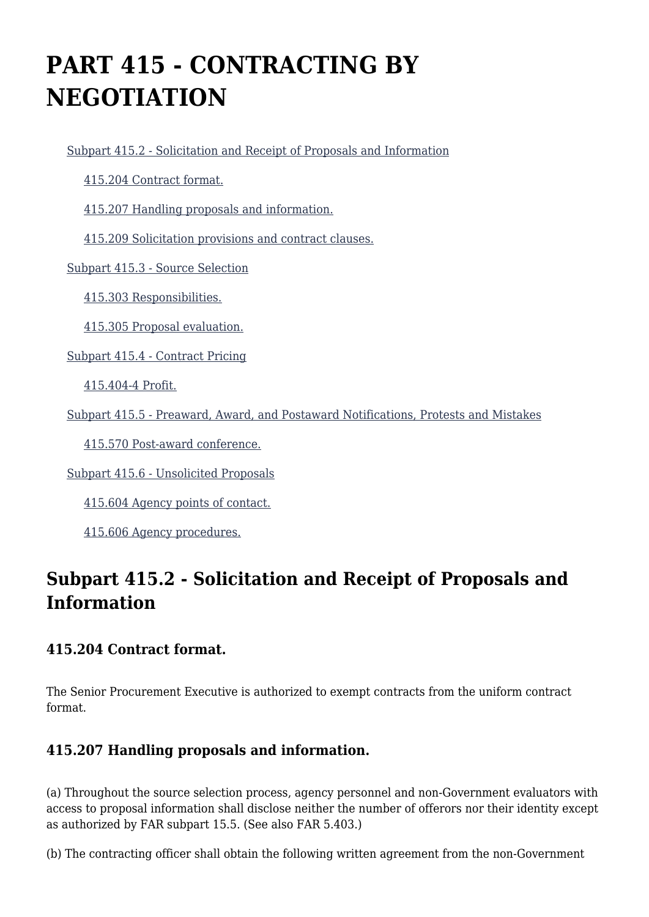# PART 415 - CONTRACTING BY NEGOTIATION

- Subpart 415.2 - Solicitation and Receipt of Proposals and Information
  - 415.204 Contract format.
  - 415.207 Handling proposals and information.
  - 415.209 Solicitation provisions and contract clauses.
- Subpart 415.3 - Source Selection
  - 415.303 Responsibilities.
  - 415.305 Proposal evaluation.
- Subpart 415.4 - Contract Pricing
  - 415.404-4 Profit.
- Subpart 415.5 - Preaward, Award, and Postaward Notifications, Protests and Mistakes
  - 415.570 Post-award conference.
- Subpart 415.6 - Unsolicited Proposals
  - 415.604 Agency points of contact.
  - 415.606 Agency procedures.

## Subpart 415.2 - Solicitation and Receipt of Proposals and Information

### 415.204 Contract format.

The Senior Procurement Executive is authorized to exempt contracts from the uniform contract format.

### 415.207 Handling proposals and information.

(a) Throughout the source selection process, agency personnel and non-Government evaluators with access to proposal information shall disclose neither the number of offerors nor their identity except as authorized by FAR subpart 15.5. (See also FAR 5.403.)

(b) The contracting officer shall obtain the following written agreement from the non-Government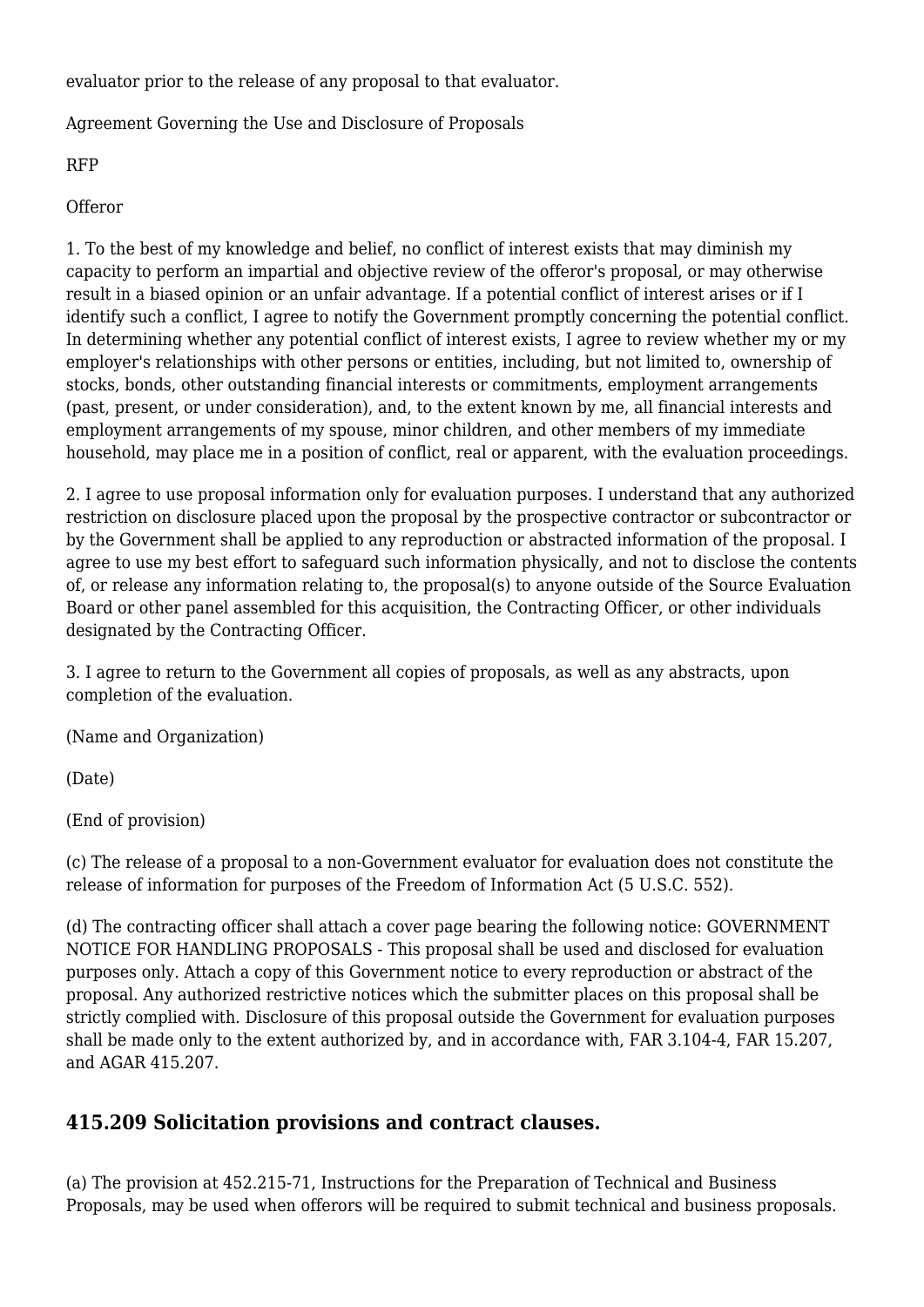evaluator prior to the release of any proposal to that evaluator.

Agreement Governing the Use and Disclosure of Proposals

RFP

Offeror

1. To the best of my knowledge and belief, no conflict of interest exists that may diminish my capacity to perform an impartial and objective review of the offeror's proposal, or may otherwise result in a biased opinion or an unfair advantage. If a potential conflict of interest arises or if I identify such a conflict, I agree to notify the Government promptly concerning the potential conflict. In determining whether any potential conflict of interest exists, I agree to review whether my or my employer's relationships with other persons or entities, including, but not limited to, ownership of stocks, bonds, other outstanding financial interests or commitments, employment arrangements (past, present, or under consideration), and, to the extent known by me, all financial interests and employment arrangements of my spouse, minor children, and other members of my immediate household, may place me in a position of conflict, real or apparent, with the evaluation proceedings.

2. I agree to use proposal information only for evaluation purposes. I understand that any authorized restriction on disclosure placed upon the proposal by the prospective contractor or subcontractor or by the Government shall be applied to any reproduction or abstracted information of the proposal. I agree to use my best effort to safeguard such information physically, and not to disclose the contents of, or release any information relating to, the proposal(s) to anyone outside of the Source Evaluation Board or other panel assembled for this acquisition, the Contracting Officer, or other individuals designated by the Contracting Officer.

3. I agree to return to the Government all copies of proposals, as well as any abstracts, upon completion of the evaluation.

(Name and Organization)

(Date)

(End of provision)

(c) The release of a proposal to a non-Government evaluator for evaluation does not constitute the release of information for purposes of the Freedom of Information Act (5 U.S.C. 552).

(d) The contracting officer shall attach a cover page bearing the following notice: GOVERNMENT NOTICE FOR HANDLING PROPOSALS - This proposal shall be used and disclosed for evaluation purposes only. Attach a copy of this Government notice to every reproduction or abstract of the proposal. Any authorized restrictive notices which the submitter places on this proposal shall be strictly complied with. Disclosure of this proposal outside the Government for evaluation purposes shall be made only to the extent authorized by, and in accordance with, FAR 3.104-4, FAR 15.207, and AGAR 415.207.

## 415.209 Solicitation provisions and contract clauses.

(a) The provision at 452.215-71, Instructions for the Preparation of Technical and Business Proposals, may be used when offerors will be required to submit technical and business proposals.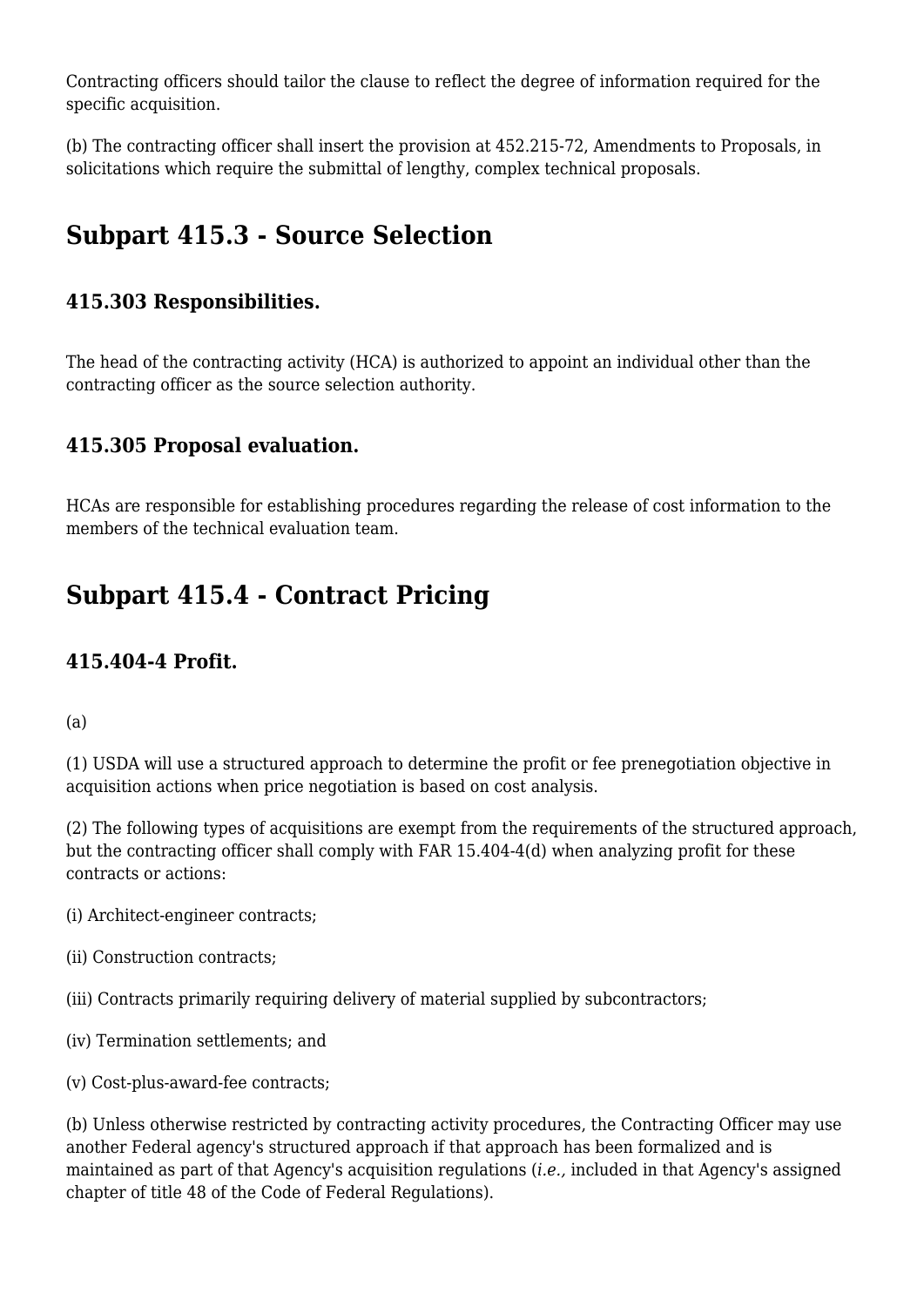Contracting officers should tailor the clause to reflect the degree of information required for the specific acquisition.

(b) The contracting officer shall insert the provision at 452.215-72, Amendments to Proposals, in solicitations which require the submittal of lengthy, complex technical proposals.

## Subpart 415.3 - Source Selection

### 415.303 Responsibilities.

The head of the contracting activity (HCA) is authorized to appoint an individual other than the contracting officer as the source selection authority.

### 415.305 Proposal evaluation.

HCAs are responsible for establishing procedures regarding the release of cost information to the members of the technical evaluation team.

## Subpart 415.4 - Contract Pricing

### 415.404-4 Profit.

(a)

(1) USDA will use a structured approach to determine the profit or fee prenegotiation objective in acquisition actions when price negotiation is based on cost analysis.

(2) The following types of acquisitions are exempt from the requirements of the structured approach, but the contracting officer shall comply with FAR 15.404-4(d) when analyzing profit for these contracts or actions:

(i) Architect-engineer contracts;

(ii) Construction contracts;

(iii) Contracts primarily requiring delivery of material supplied by subcontractors;

(iv) Termination settlements; and

(v) Cost-plus-award-fee contracts;

(b) Unless otherwise restricted by contracting activity procedures, the Contracting Officer may use another Federal agency's structured approach if that approach has been formalized and is maintained as part of that Agency's acquisition regulations (*i.e.,* included in that Agency's assigned chapter of title 48 of the Code of Federal Regulations).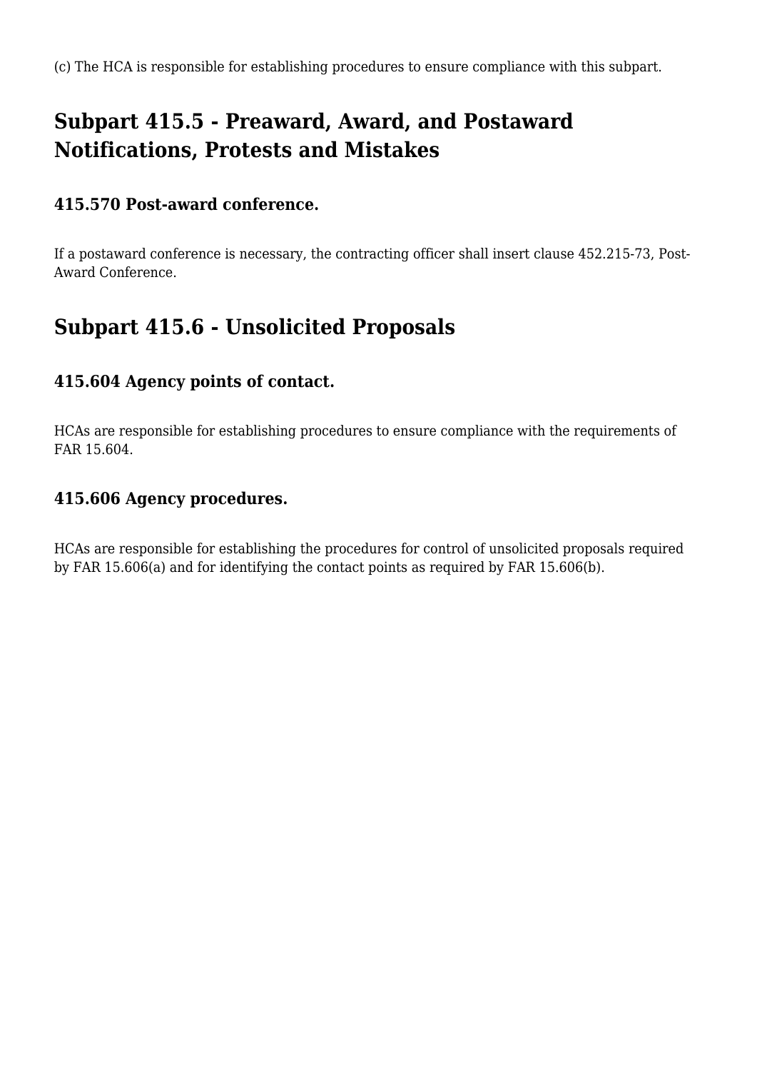(c) The HCA is responsible for establishing procedures to ensure compliance with this subpart.

## Subpart 415.5 - Preaward, Award, and Postaward Notifications, Protests and Mistakes

### 415.570 Post-award conference.

If a postaward conference is necessary, the contracting officer shall insert clause 452.215-73, Post-Award Conference.

## Subpart 415.6 - Unsolicited Proposals

### 415.604 Agency points of contact.

HCAs are responsible for establishing procedures to ensure compliance with the requirements of FAR 15.604.

### 415.606 Agency procedures.

HCAs are responsible for establishing the procedures for control of unsolicited proposals required by FAR 15.606(a) and for identifying the contact points as required by FAR 15.606(b).